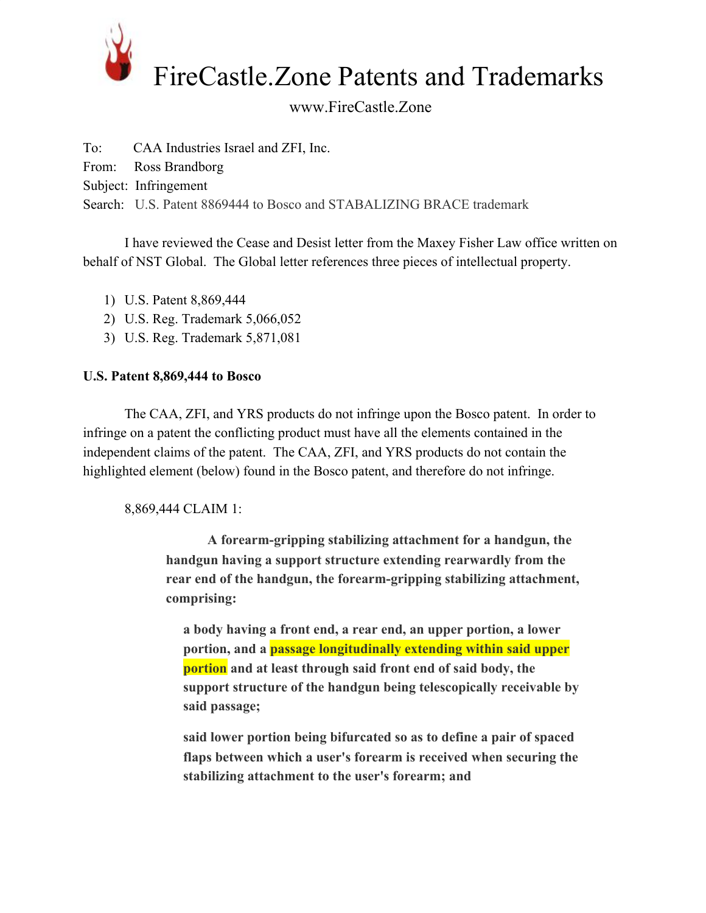# FireCastle.Zone Patents and Trademarks

www.FireCastle.Zone

To: CAA Industries Israel and ZFI, Inc.
From: Ross Brandborg
Subject: Infringement
Search: U.S. Patent 8869444 to Bosco and STABALIZING BRACE trademark

I have reviewed the Cease and Desist letter from the Maxey Fisher Law office written on behalf of NST Global. The Global letter references three pieces of intellectual property.

1) U.S. Patent 8,869,444
2) U.S. Reg. Trademark 5,066,052
3) U.S. Reg. Trademark 5,871,081

**U.S. Patent 8,869,444 to Bosco**

The CAA, ZFI, and YRS products do not infringe upon the Bosco patent. In order to infringe on a patent the conflicting product must have all the elements contained in the independent claims of the patent. The CAA, ZFI, and YRS products do not contain the highlighted element (below) found in the Bosco patent, and therefore do not infringe.

8,869,444 CLAIM 1:

> **A forearm-gripping stabilizing attachment for a handgun, the handgun having a support structure extending rearwardly from the rear end of the handgun, the forearm-gripping stabilizing attachment, comprising:**
>
> **a body having a front end, a rear end, an upper portion, a lower portion, and a passage longitudinally extending within said upper portion and at least through said front end of said body, the support structure of the handgun being telescopically receivable by said passage;**
>
> **said lower portion being bifurcated so as to define a pair of spaced flaps between which a user's forearm is received when securing the stabilizing attachment to the user's forearm; and**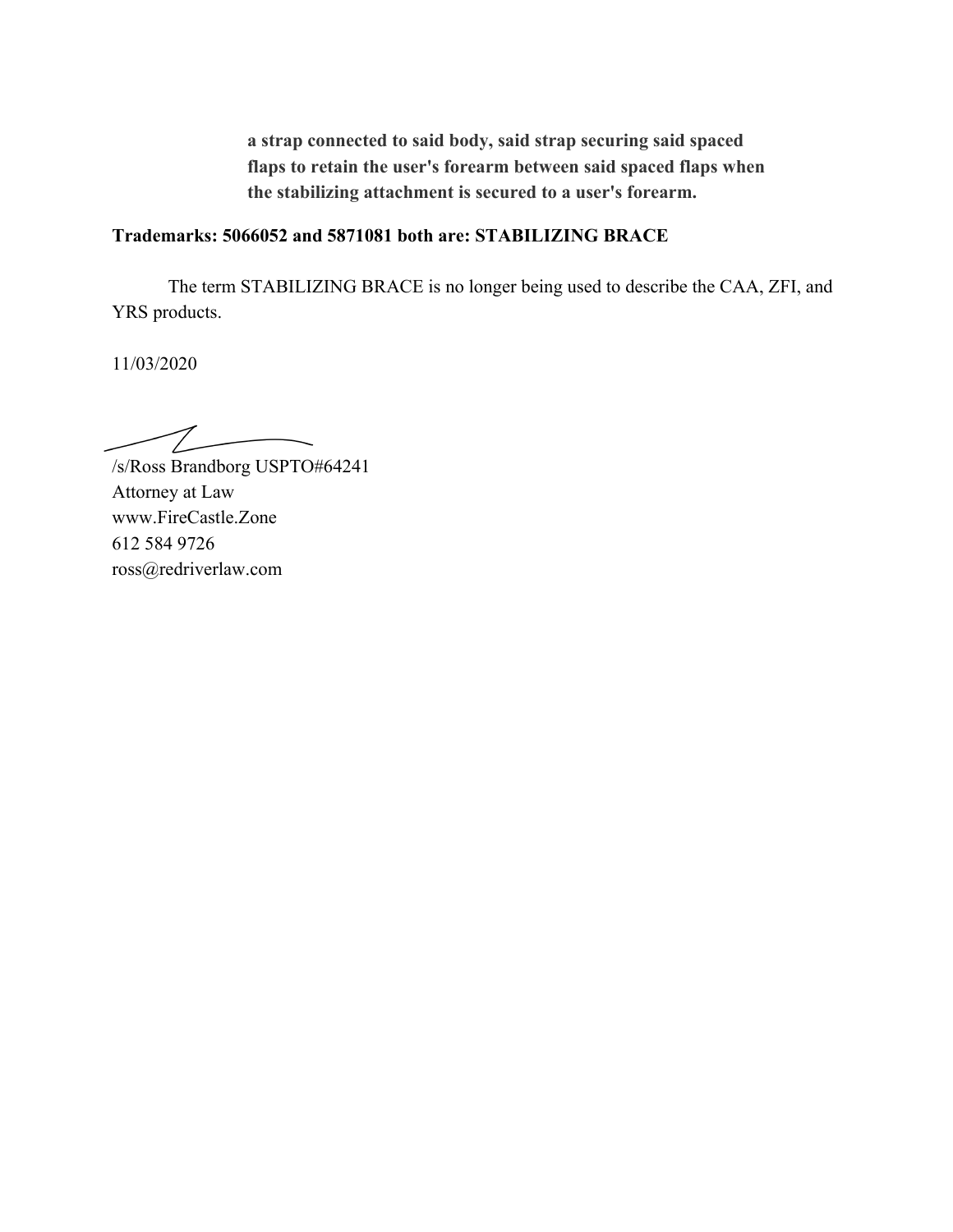**a strap connected to said body, said strap securing said spaced flaps to retain the user's forearm between said spaced flaps when the stabilizing attachment is secured to a user's forearm.**

**Trademarks: 5066052 and 5871081 both are: STABILIZING BRACE**

The term STABILIZING BRACE is no longer being used to describe the CAA, ZFI, and YRS products.

11/03/2020

/s/Ross Brandborg USPTO#64241
Attorney at Law
www.FireCastle.Zone
612 584 9726
ross@redriverlaw.com